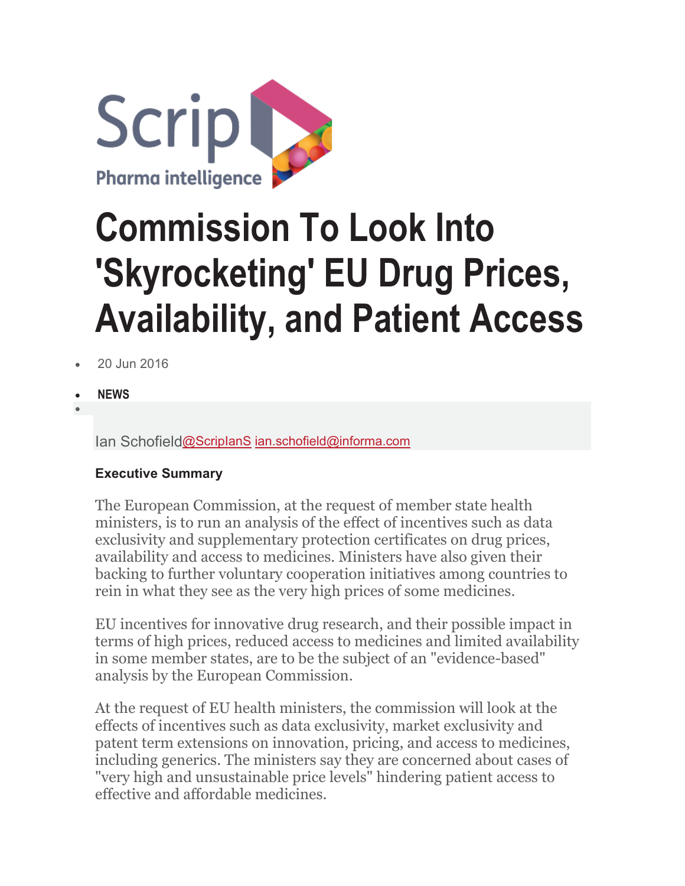Scrip

Pharma intelligence

# Commission To Look Into 'Skyrocketing' EU Drug Prices, Availability, and Patient Access

- 20 Jun 2016
- **NEWS**

Ian Schofield@ScripIanS ian.schofield@informa.com

**Executive Summary**

The European Commission, at the request of member state health ministers, is to run an analysis of the effect of incentives such as data exclusivity and supplementary protection certificates on drug prices, availability and access to medicines. Ministers have also given their backing to further voluntary cooperation initiatives among countries to rein in what they see as the very high prices of some medicines.

EU incentives for innovative drug research, and their possible impact in terms of high prices, reduced access to medicines and limited availability in some member states, are to be the subject of an "evidence-based" analysis by the European Commission.

At the request of EU health ministers, the commission will look at the effects of incentives such as data exclusivity, market exclusivity and patent term extensions on innovation, pricing, and access to medicines, including generics. The ministers say they are concerned about cases of "very high and unsustainable price levels" hindering patient access to effective and affordable medicines.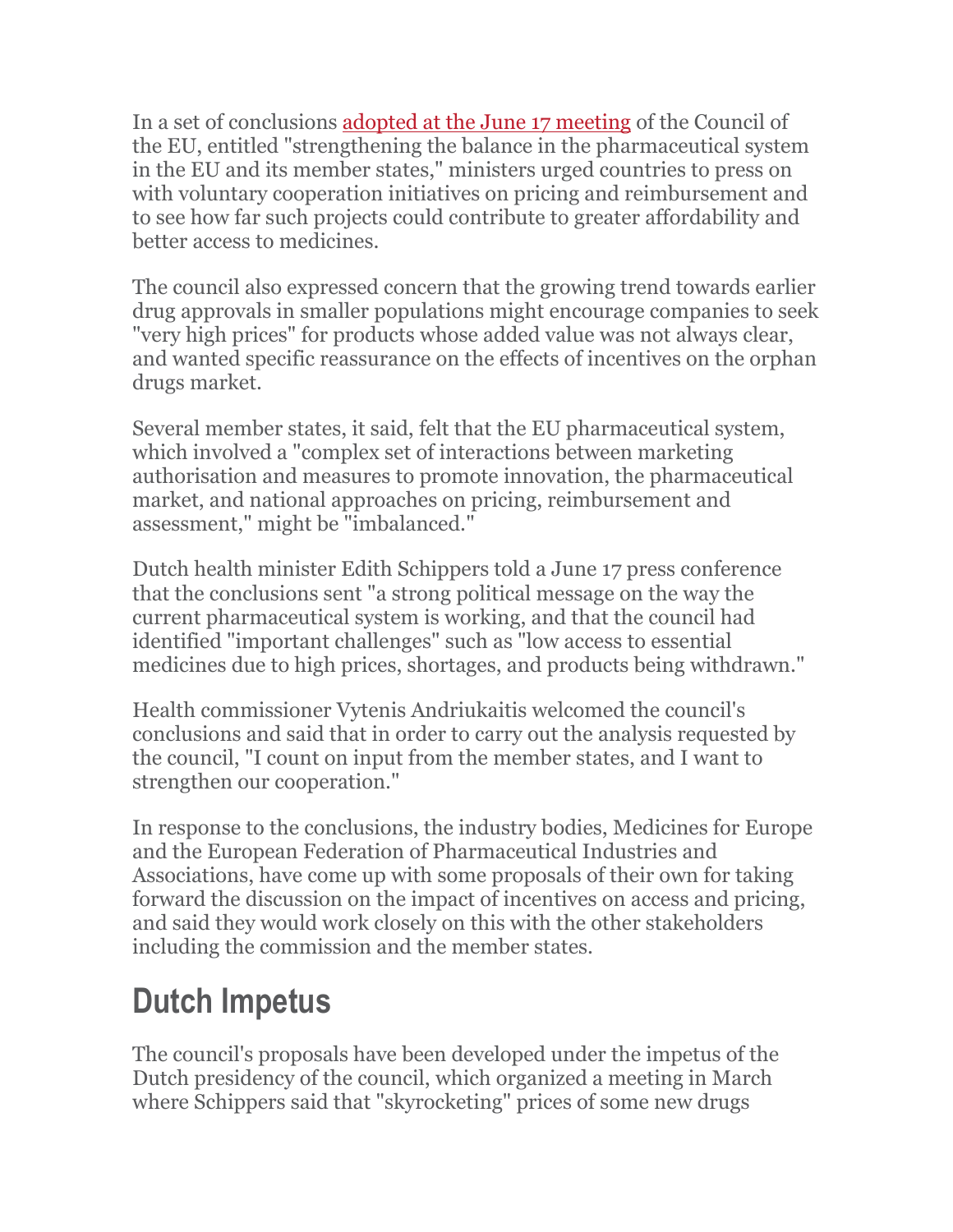In a set of conclusions [adopted at the June 17 meeting]() of the Council of the EU, entitled "strengthening the balance in the pharmaceutical system in the EU and its member states," ministers urged countries to press on with voluntary cooperation initiatives on pricing and reimbursement and to see how far such projects could contribute to greater affordability and better access to medicines.

The council also expressed concern that the growing trend towards earlier drug approvals in smaller populations might encourage companies to seek "very high prices" for products whose added value was not always clear, and wanted specific reassurance on the effects of incentives on the orphan drugs market.

Several member states, it said, felt that the EU pharmaceutical system, which involved a "complex set of interactions between marketing authorisation and measures to promote innovation, the pharmaceutical market, and national approaches on pricing, reimbursement and assessment," might be "imbalanced."

Dutch health minister Edith Schippers told a June 17 press conference that the conclusions sent "a strong political message on the way the current pharmaceutical system is working, and that the council had identified "important challenges" such as "low access to essential medicines due to high prices, shortages, and products being withdrawn."

Health commissioner Vytenis Andriukaitis welcomed the council's conclusions and said that in order to carry out the analysis requested by the council, "I count on input from the member states, and I want to strengthen our cooperation."

In response to the conclusions, the industry bodies, Medicines for Europe and the European Federation of Pharmaceutical Industries and Associations, have come up with some proposals of their own for taking forward the discussion on the impact of incentives on access and pricing, and said they would work closely on this with the other stakeholders including the commission and the member states.

## Dutch Impetus

The council's proposals have been developed under the impetus of the Dutch presidency of the council, which organized a meeting in March where Schippers said that "skyrocketing" prices of some new drugs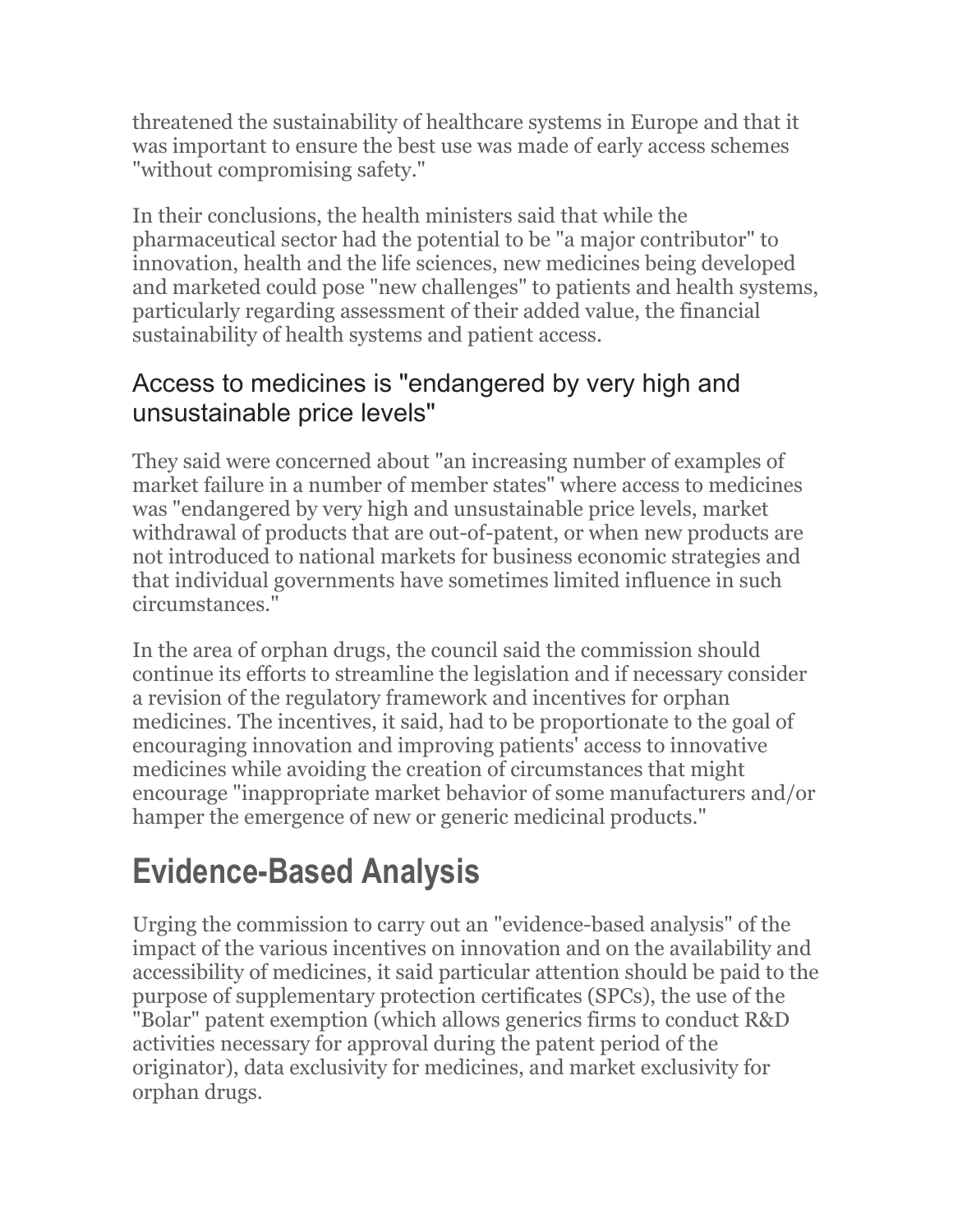threatened the sustainability of healthcare systems in Europe and that it was important to ensure the best use was made of early access schemes "without compromising safety."

In their conclusions, the health ministers said that while the pharmaceutical sector had the potential to be "a major contributor" to innovation, health and the life sciences, new medicines being developed and marketed could pose "new challenges" to patients and health systems, particularly regarding assessment of their added value, the financial sustainability of health systems and patient access.

### Access to medicines is "endangered by very high and unsustainable price levels"

They said were concerned about "an increasing number of examples of market failure in a number of member states" where access to medicines was "endangered by very high and unsustainable price levels, market withdrawal of products that are out-of-patent, or when new products are not introduced to national markets for business economic strategies and that individual governments have sometimes limited influence in such circumstances."

In the area of orphan drugs, the council said the commission should continue its efforts to streamline the legislation and if necessary consider a revision of the regulatory framework and incentives for orphan medicines. The incentives, it said, had to be proportionate to the goal of encouraging innovation and improving patients' access to innovative medicines while avoiding the creation of circumstances that might encourage "inappropriate market behavior of some manufacturers and/or hamper the emergence of new or generic medicinal products."

## Evidence-Based Analysis

Urging the commission to carry out an "evidence-based analysis" of the impact of the various incentives on innovation and on the availability and accessibility of medicines, it said particular attention should be paid to the purpose of supplementary protection certificates (SPCs), the use of the "Bolar" patent exemption (which allows generics firms to conduct R&D activities necessary for approval during the patent period of the originator), data exclusivity for medicines, and market exclusivity for orphan drugs.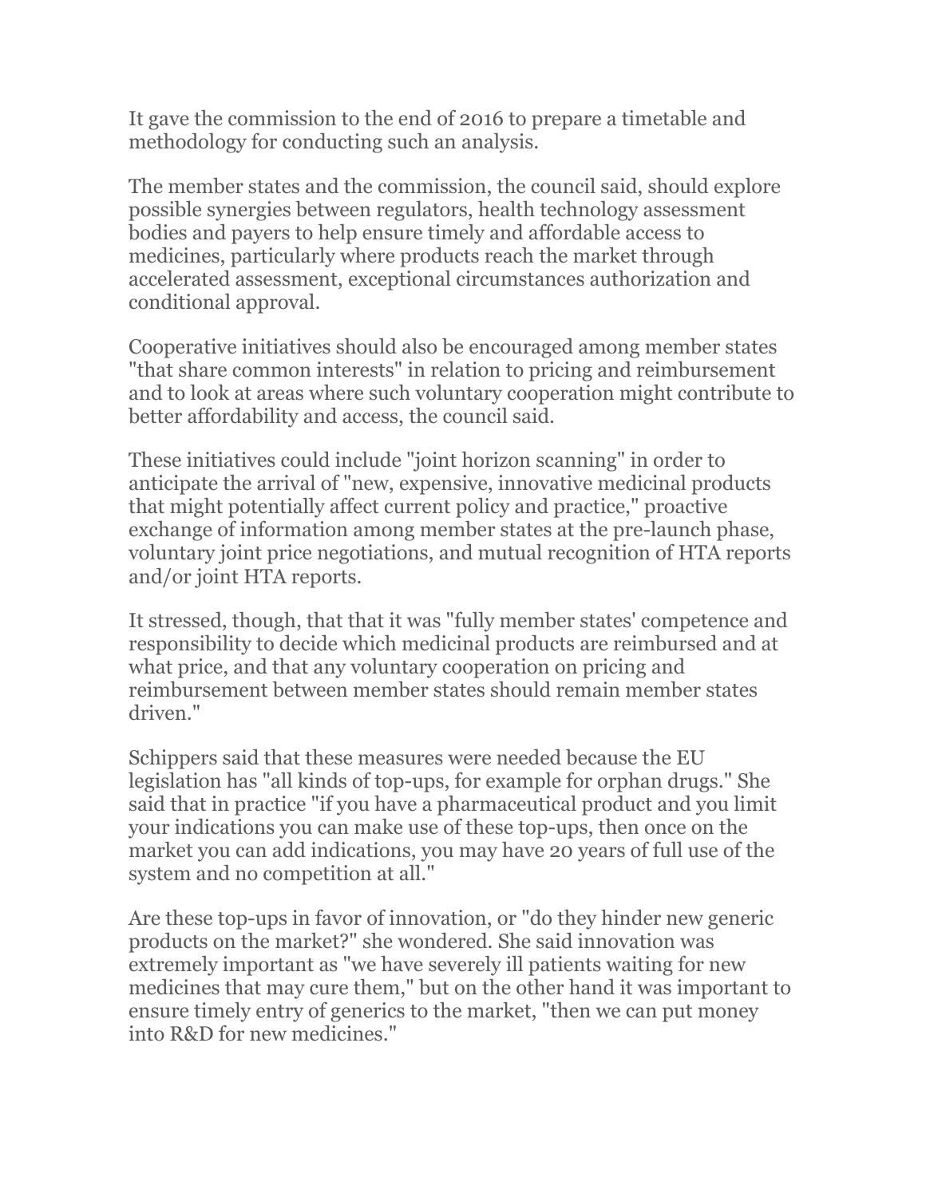It gave the commission to the end of 2016 to prepare a timetable and methodology for conducting such an analysis.

The member states and the commission, the council said, should explore possible synergies between regulators, health technology assessment bodies and payers to help ensure timely and affordable access to medicines, particularly where products reach the market through accelerated assessment, exceptional circumstances authorization and conditional approval.

Cooperative initiatives should also be encouraged among member states "that share common interests" in relation to pricing and reimbursement and to look at areas where such voluntary cooperation might contribute to better affordability and access, the council said.

These initiatives could include "joint horizon scanning" in order to anticipate the arrival of "new, expensive, innovative medicinal products that might potentially affect current policy and practice," proactive exchange of information among member states at the pre-launch phase, voluntary joint price negotiations, and mutual recognition of HTA reports and/or joint HTA reports.

It stressed, though, that that it was "fully member states' competence and responsibility to decide which medicinal products are reimbursed and at what price, and that any voluntary cooperation on pricing and reimbursement between member states should remain member states driven."

Schippers said that these measures were needed because the EU legislation has "all kinds of top-ups, for example for orphan drugs." She said that in practice "if you have a pharmaceutical product and you limit your indications you can make use of these top-ups, then once on the market you can add indications, you may have 20 years of full use of the system and no competition at all."

Are these top-ups in favor of innovation, or "do they hinder new generic products on the market?" she wondered. She said innovation was extremely important as "we have severely ill patients waiting for new medicines that may cure them," but on the other hand it was important to ensure timely entry of generics to the market, "then we can put money into R&D for new medicines."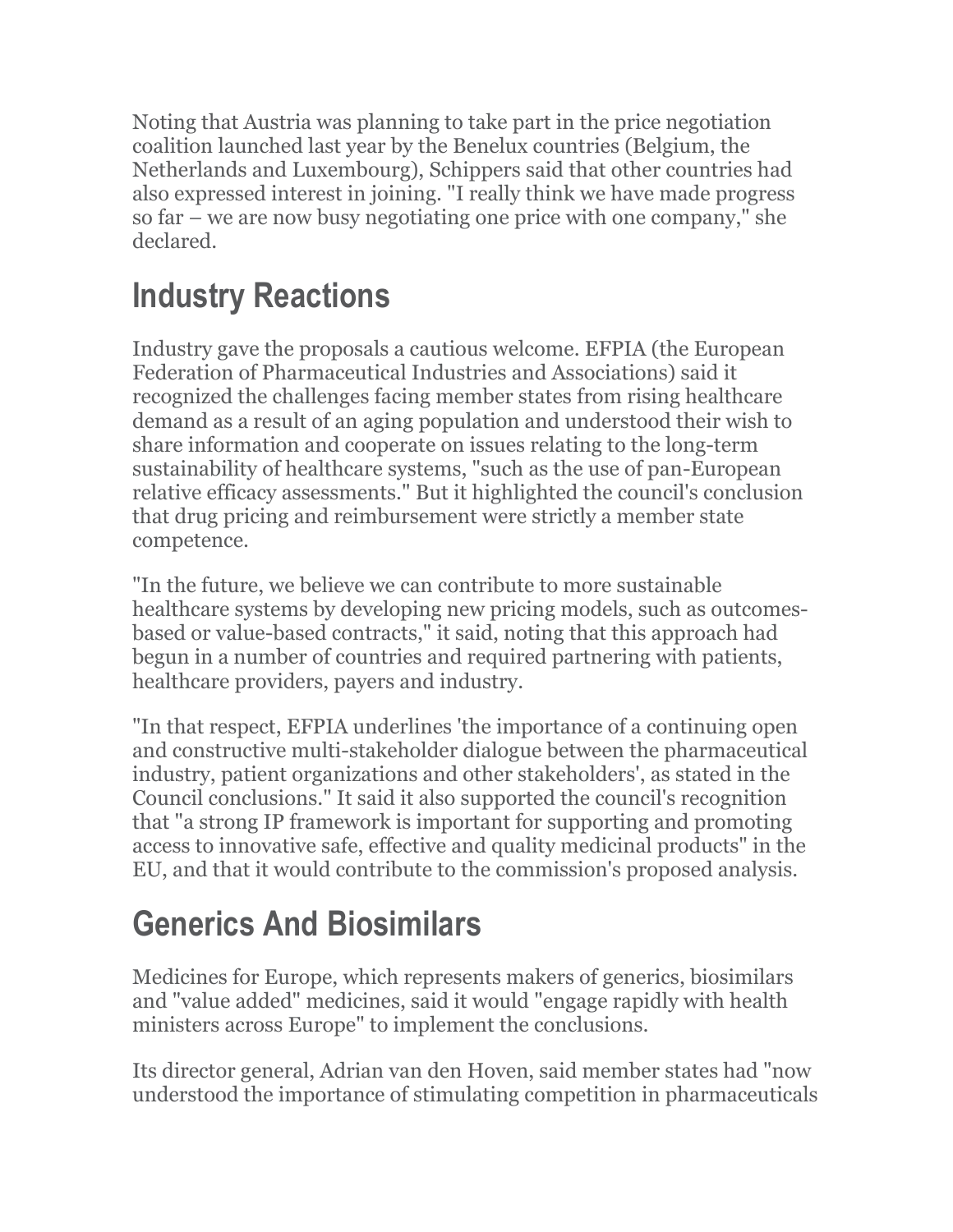Noting that Austria was planning to take part in the price negotiation coalition launched last year by the Benelux countries (Belgium, the Netherlands and Luxembourg), Schippers said that other countries had also expressed interest in joining. "I really think we have made progress so far – we are now busy negotiating one price with one company," she declared.

## Industry Reactions

Industry gave the proposals a cautious welcome. EFPIA (the European Federation of Pharmaceutical Industries and Associations) said it recognized the challenges facing member states from rising healthcare demand as a result of an aging population and understood their wish to share information and cooperate on issues relating to the long-term sustainability of healthcare systems, "such as the use of pan-European relative efficacy assessments." But it highlighted the council's conclusion that drug pricing and reimbursement were strictly a member state competence.

"In the future, we believe we can contribute to more sustainable healthcare systems by developing new pricing models, such as outcomes-based or value-based contracts," it said, noting that this approach had begun in a number of countries and required partnering with patients, healthcare providers, payers and industry.

"In that respect, EFPIA underlines 'the importance of a continuing open and constructive multi-stakeholder dialogue between the pharmaceutical industry, patient organizations and other stakeholders', as stated in the Council conclusions." It said it also supported the council's recognition that "a strong IP framework is important for supporting and promoting access to innovative safe, effective and quality medicinal products" in the EU, and that it would contribute to the commission's proposed analysis.

## Generics And Biosimilars

Medicines for Europe, which represents makers of generics, biosimilars and "value added" medicines, said it would "engage rapidly with health ministers across Europe" to implement the conclusions.

Its director general, Adrian van den Hoven, said member states had "now understood the importance of stimulating competition in pharmaceuticals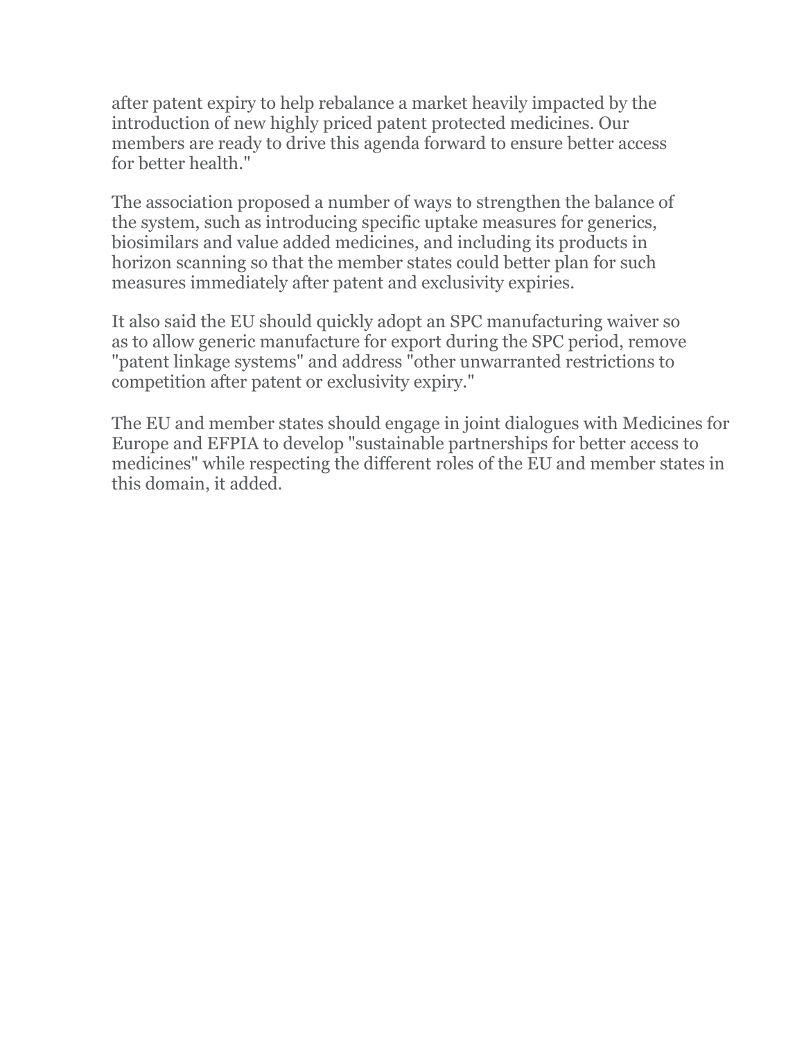after patent expiry to help rebalance a market heavily impacted by the introduction of new highly priced patent protected medicines. Our members are ready to drive this agenda forward to ensure better access for better health."

The association proposed a number of ways to strengthen the balance of the system, such as introducing specific uptake measures for generics, biosimilars and value added medicines, and including its products in horizon scanning so that the member states could better plan for such measures immediately after patent and exclusivity expiries.

It also said the EU should quickly adopt an SPC manufacturing waiver so as to allow generic manufacture for export during the SPC period, remove "patent linkage systems" and address "other unwarranted restrictions to competition after patent or exclusivity expiry."

The EU and member states should engage in joint dialogues with Medicines for Europe and EFPIA to develop "sustainable partnerships for better access to medicines" while respecting the different roles of the EU and member states in this domain, it added.